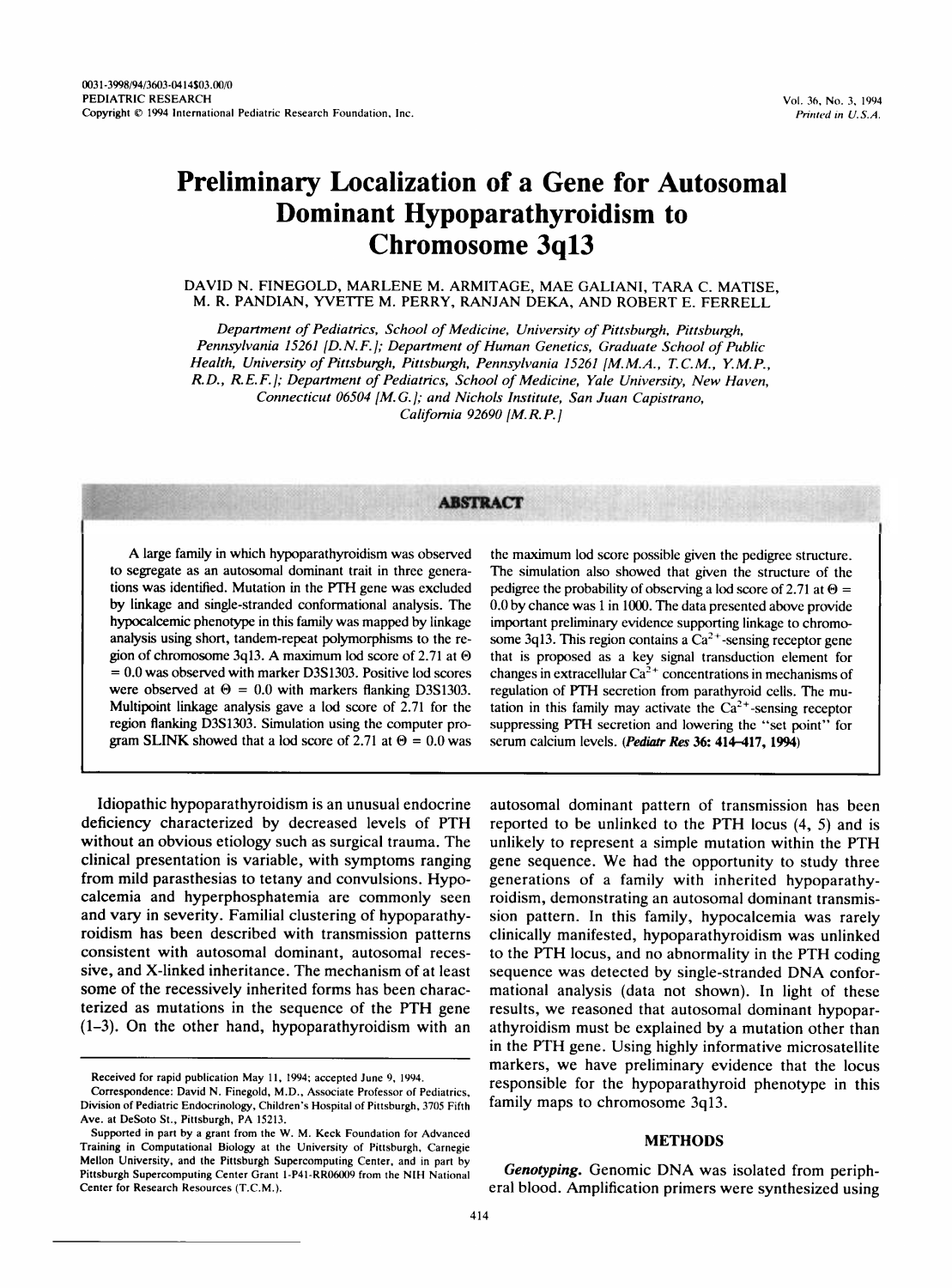# Preliminary Localization of a Gene for Autosomal Dominant Hypoparathyroidism to Chromosome 3q13

DAVID N. FINEGOLD, MARLENE M. ARMITAGE, MAE GALIANI, TARA C. MATISE, M. R. PANDIAN, YVETTE M. PERRY, RANJAN DEKA, AND ROBERT E. FERRELL

*Department of Pediatrics, School of Medicine, University of Pittsburgh, Pittsburgh, Pennsylvania 15261 [D.N.F.]; Department of Human Genetics, Graduate School of Public Health, University of Pittsburgh, Pittsburgh, Pennsylvania 15261 [M.M.A., T.C.M., Y.M.P., R.D., R.E.F.]; Department of Pediatrics, School of Medicine, Yale University, New Haven, Connecticut 06504 [M.G.]; and Nichols Institute, San Juan Capistrano, California 92690 [M.R.P.]*

## ABSTRACT

A large family in which hypoparathyroidism was observed to segregate as an autosomal dominant trait in three generations was identified. Mutation in the PTH gene was excluded by linkage and single-stranded conformational analysis. The hypocalcemic phenotype in this family was mapped by linkage analysis using short, tandem-repeat polymorphisms to the region of chromosome 3q13. A maximum lod score of 2.71 at $\Theta = 0.0$ was observed with marker D3S1303. Positive lod scores were observed at $\Theta = 0.0$ with markers flanking D3S1303. Multipoint linkage analysis gave a lod score of 2.71 for the region flanking D3S1303. Simulation using the computer program SLINK showed that a lod score of 2.71 at $\Theta = 0.0$ was the maximum lod score possible given the pedigree structure. The simulation also showed that given the structure of the pedigree the probability of observing a lod score of 2.71 at $\Theta = 0.0$ by chance was 1 in 1000. The data presented above provide important preliminary evidence supporting linkage to chromosome 3q13. This region contains a $Ca^{2+}$-sensing receptor gene that is proposed as a key signal transduction element for changes in extracellular $Ca^{2+}$ concentrations in mechanisms of regulation of PTH secretion from parathyroid cells. The mutation in this family may activate the $Ca^{2+}$-sensing receptor suppressing PTH secretion and lowering the "set point" for serum calcium levels. (*Pediatr Res* **36:** 414–417, 1994)

Idiopathic hypoparathyroidism is an unusual endocrine deficiency characterized by decreased levels of PTH without an obvious etiology such as surgical trauma. The clinical presentation is variable, with symptoms ranging from mild parasthesias to tetany and convulsions. Hypocalcemia and hyperphosphatemia are commonly seen and vary in severity. Familial clustering of hypoparathyroidism has been described with transmission patterns consistent with autosomal dominant, autosomal recessive, and X-linked inheritance. The mechanism of at least some of the recessively inherited forms has been characterized as mutations in the sequence of the PTH gene (1–3). On the other hand, hypoparathyroidism with an autosomal dominant pattern of transmission has been reported to be unlinked to the PTH locus (4, 5) and is unlikely to represent a simple mutation within the PTH gene sequence. We had the opportunity to study three generations of a family with inherited hypoparathyroidism, demonstrating an autosomal dominant transmission pattern. In this family, hypocalcemia was rarely clinically manifested, hypoparathyroidism was unlinked to the PTH locus, and no abnormality in the PTH coding sequence was detected by single-stranded DNA conformational analysis (data not shown). In light of these results, we reasoned that autosomal dominant hypoparathyroidism must be explained by a mutation other than in the PTH gene. Using highly informative microsatellite markers, we have preliminary evidence that the locus responsible for the hypoparathyroid phenotype in this family maps to chromosome 3q13.

Received for rapid publication May 11, 1994; accepted June 9, 1994.

Correspondence: David N. Finegold, M.D., Associate Professor of Pediatrics, Division of Pediatric Endocrinology, Children's Hospital of Pittsburgh, 3705 Fifth Ave. at DeSoto St., Pittsburgh, PA 15213.

Supported in part by a grant from the W. M. Keck Foundation for Advanced Training in Computational Biology at the University of Pittsburgh, Carnegie Mellon University, and the Pittsburgh Supercomputing Center, and in part by Pittsburgh Supercomputing Center Grant 1-P41-RR06009 from the NIH National Center for Research Resources (T.C.M.).

## METHODS

***Genotyping.*** Genomic DNA was isolated from peripheral blood. Amplification primers were synthesized using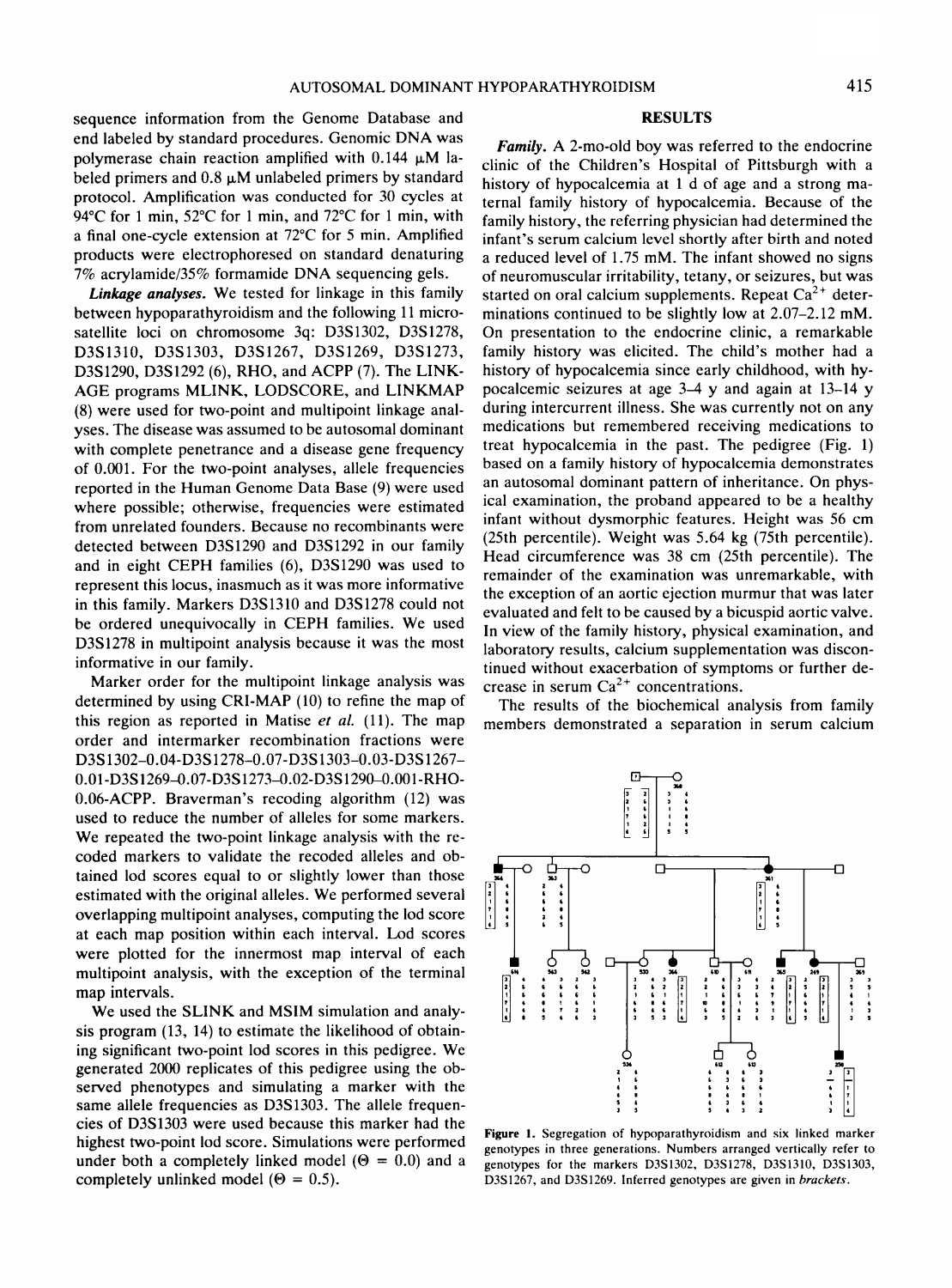sequence information from the Genome Database and end labeled by standard procedures. Genomic DNA was polymerase chain reaction amplified with 0.144 μM labeled primers and 0.8 μM unlabeled primers by standard protocol. Amplification was conducted for 30 cycles at 94°C for 1 min, 52°C for 1 min, and 72°C for 1 min, with a final one-cycle extension at 72°C for 5 min. Amplified products were electrophoresed on standard denaturing 7% acrylamide/35% formamide DNA sequencing gels.

***Linkage analyses.*** We tested for linkage in this family between hypoparathyroidism and the following 11 microsatellite loci on chromosome 3q: D3S1302, D3S1278, D3S1310, D3S1303, D3S1267, D3S1269, D3S1273, D3S1290, D3S1292 (6), RHO, and ACPP (7). The LINKAGE programs MLINK, LODSCORE, and LINKMAP (8) were used for two-point and multipoint linkage analyses. The disease was assumed to be autosomal dominant with complete penetrance and a disease gene frequency of 0.001. For the two-point analyses, allele frequencies reported in the Human Genome Data Base (9) were used where possible; otherwise, frequencies were estimated from unrelated founders. Because no recombinants were detected between D3S1290 and D3S1292 in our family and in eight CEPH families (6), D3S1290 was used to represent this locus, inasmuch as it was more informative in this family. Markers D3S1310 and D3S1278 could not be ordered unequivocally in CEPH families. We used D3S1278 in multipoint analysis because it was the most informative in our family.

Marker order for the multipoint linkage analysis was determined by using CRI-MAP (10) to refine the map of this region as reported in Matise *et al.* (11). The map order and intermarker recombination fractions were D3S1302–0.04-D3S1278–0.07-D3S1303–0.03-D3S1267–0.01-D3S1269–0.07-D3S1273–0.02-D3S1290–0.001-RHO-0.06-ACPP. Braverman's recoding algorithm (12) was used to reduce the number of alleles for some markers. We repeated the two-point linkage analysis with the recoded markers to validate the recoded alleles and obtained lod scores equal to or slightly lower than those estimated with the original alleles. We performed several overlapping multipoint analyses, computing the lod score at each map position within each interval. Lod scores were plotted for the innermost map interval of each multipoint analysis, with the exception of the terminal map intervals.

We used the SLINK and MSIM simulation and analysis program (13, 14) to estimate the likelihood of obtaining significant two-point lod scores in this pedigree. We generated 2000 replicates of this pedigree using the observed phenotypes and simulating a marker with the same allele frequencies as D3S1303. The allele frequencies of D3S1303 were used because this marker had the highest two-point lod score. Simulations were performed under both a completely linked model ($\Theta = 0.0$) and a completely unlinked model ($\Theta = 0.5$).

## RESULTS

***Family.*** A 2-mo-old boy was referred to the endocrine clinic of the Children's Hospital of Pittsburgh with a history of hypocalcemia at 1 d of age and a strong maternal family history of hypocalcemia. Because of the family history, the referring physician had determined the infant's serum calcium level shortly after birth and noted a reduced level of 1.75 mM. The infant showed no signs of neuromuscular irritability, tetany, or seizures, but was started on oral calcium supplements. Repeat $Ca^{2+}$ determinations continued to be slightly low at 2.07–2.12 mM. On presentation to the endocrine clinic, a remarkable family history was elicited. The child's mother had a history of hypocalcemia since early childhood, with hypocalcemic seizures at age 3–4 y and again at 13–14 y during intercurrent illness. She was currently not on any medications but remembered receiving medications to treat hypocalcemia in the past. The pedigree (Fig. 1) based on a family history of hypocalcemia demonstrates an autosomal dominant pattern of inheritance. On physical examination, the proband appeared to be a healthy infant without dysmorphic features. Height was 56 cm (25th percentile). Weight was 5.64 kg (75th percentile). Head circumference was 38 cm (25th percentile). The remainder of the examination was unremarkable, with the exception of an aortic ejection murmur that was later evaluated and felt to be caused by a bicuspid aortic valve. In view of the family history, physical examination, and laboratory results, calcium supplementation was discontinued without exacerbation of symptoms or further decrease in serum $Ca^{2+}$ concentrations.

The results of the biochemical analysis from family members demonstrated a separation in serum calcium

**Figure 1.** Segregation of hypoparathyroidism and six linked marker genotypes in three generations. Numbers arranged vertically refer to genotypes for the markers D3S1302, D3S1278, D3S1310, D3S1303, D3S1267, and D3S1269. Inferred genotypes are given in *brackets*.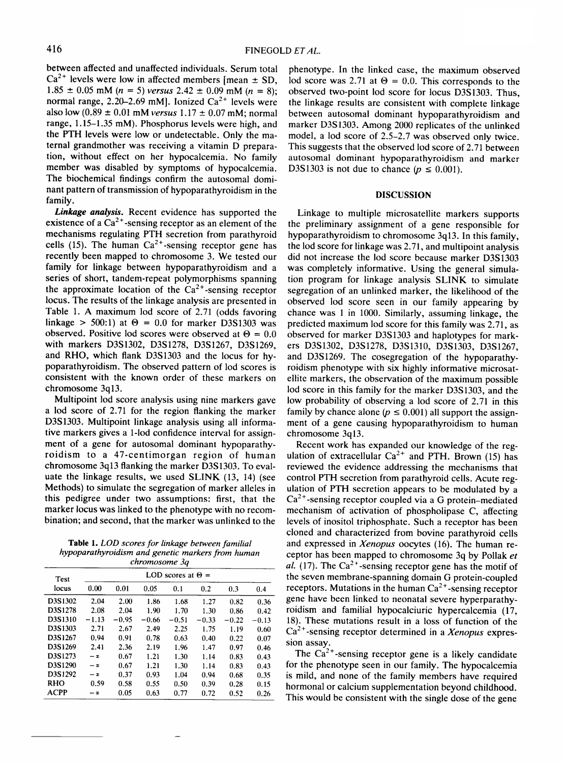between affected and unaffected individuals. Serum total $Ca^{2+}$ levels were low in affected members [mean ± SD, 1.85 ± 0.05 mM ($n = 5$) *versus* 2.42 ± 0.09 mM ($n = 8$); normal range, 2.20–2.69 mM]. Ionized $Ca^{2+}$ levels were also low (0.89 ± 0.01 mM *versus* 1.17 ± 0.07 mM; normal range, 1.15–1.35 mM). Phosphorus levels were high, and the PTH levels were low or undetectable. Only the maternal grandmother was receiving a vitamin D preparation, without effect on her hypocalcemia. No family member was disabled by symptoms of hypocalcemia. The biochemical findings confirm the autosomal dominant pattern of transmission of hypoparathyroidism in the family.

***Linkage analysis.*** Recent evidence has supported the existence of a $Ca^{2+}$-sensing receptor as an element of the mechanisms regulating PTH secretion from parathyroid cells (15). The human $Ca^{2+}$-sensing receptor gene has recently been mapped to chromosome 3. We tested our family for linkage between hypoparathyroidism and a series of short, tandem-repeat polymorphisms spanning the approximate location of the $Ca^{2+}$-sensing receptor locus. The results of the linkage analysis are presented in Table 1. A maximum lod score of 2.71 (odds favoring linkage > 500:1) at $\Theta = 0.0$ for marker D3S1303 was observed. Positive lod scores were observed at $\Theta = 0.0$ with markers D3S1302, D3S1278, D3S1267, D3S1269, and RHO, which flank D3S1303 and the locus for hypoparathyroidism. The observed pattern of lod scores is consistent with the known order of these markers on chromosome 3q13.

Multipoint lod score analysis using nine markers gave a lod score of 2.71 for the region flanking the marker D3S1303. Multipoint linkage analysis using all informative markers gives a 1-lod confidence interval for assignment of a gene for autosomal dominant hypoparathyroidism to a 47-centimorgan region of human chromosome 3q13 flanking the marker D3S1303. To evaluate the linkage results, we used SLINK (13, 14) (see Methods) to simulate the segregation of marker alleles in this pedigree under two assumptions: first, that the marker locus was linked to the phenotype with no recombination; and second, that the marker was unlinked to the phenotype. In the linked case, the maximum observed lod score was 2.71 at $\Theta = 0.0$. This corresponds to the observed two-point lod score for locus D3S1303. Thus, the linkage results are consistent with complete linkage between autosomal dominant hypoparathyroidism and marker D3S1303. Among 2000 replicates of the unlinked model, a lod score of 2.5–2.7 was observed only twice. This suggests that the observed lod score of 2.71 between autosomal dominant hypoparathyroidism and marker D3S1303 is not due to chance ($p \leq 0.001$).

**Table 1.** *LOD scores for linkage between familial hypoparathyroidism and genetic markers from human chromosome 3q*

| Test locus | LOD scores at $\Theta$ = | | | | | | |
|---|---|---|---|---|---|---|---|
| | 0.00 | 0.01 | 0.05 | 0.1 | 0.2 | 0.3 | 0.4 |
| D3S1302 | 2.04 | 2.00 | 1.86 | 1.68 | 1.27 | 0.82 | 0.36 |
| D3S1278 | 2.08 | 2.04 | 1.90 | 1.70 | 1.30 | 0.86 | 0.42 |
| D3S1310 | −1.13 | −0.95 | −0.66 | −0.51 | −0.33 | −0.22 | −0.13 |
| D3S1303 | 2.71 | 2.67 | 2.49 | 2.25 | 1.75 | 1.19 | 0.60 |
| D3S1267 | 0.94 | 0.91 | 0.78 | 0.63 | 0.40 | 0.22 | 0.07 |
| D3S1269 | 2.41 | 2.36 | 2.19 | 1.96 | 1.47 | 0.97 | 0.46 |
| D3S1273 | $-\infty$ | 0.67 | 1.21 | 1.30 | 1.14 | 0.83 | 0.43 |
| D3S1290 | $-\infty$ | 0.67 | 1.21 | 1.30 | 1.14 | 0.83 | 0.43 |
| D3S1292 | $-\infty$ | 0.37 | 0.93 | 1.04 | 0.94 | 0.68 | 0.35 |
| RHO | 0.59 | 0.58 | 0.55 | 0.50 | 0.39 | 0.28 | 0.15 |
| ACPP | $-\infty$ | 0.05 | 0.63 | 0.77 | 0.72 | 0.52 | 0.26 |

## DISCUSSION

Linkage to multiple microsatellite markers supports the preliminary assignment of a gene responsible for hypoparathyroidism to chromosome 3q13. In this family, the lod score for linkage was 2.71, and multipoint analysis did not increase the lod score because marker D3S1303 was completely informative. Using the general simulation program for linkage analysis SLINK to simulate segregation of an unlinked marker, the likelihood of the observed lod score seen in our family appearing by chance was 1 in 1000. Similarly, assuming linkage, the predicted maximum lod score for this family was 2.71, as observed for marker D3S1303 and haplotypes for markers D3S1302, D3S1278, D3S1310, D3S1303, D3S1267, and D3S1269. The cosegregation of the hypoparathyroidism phenotype with six highly informative microsatellite markers, the observation of the maximum possible lod score in this family for the marker D3S1303, and the low probability of observing a lod score of 2.71 in this family by chance alone ($p \leq 0.001$) all support the assignment of a gene causing hypoparathyroidism to human chromosome 3q13.

Recent work has expanded our knowledge of the regulation of extracellular $Ca^{2+}$ and PTH. Brown (15) has reviewed the evidence addressing the mechanisms that control PTH secretion from parathyroid cells. Acute regulation of PTH secretion appears to be modulated by a $Ca^{2+}$-sensing receptor coupled via a G protein–mediated mechanism of activation of phospholipase C, affecting levels of inositol triphosphate. Such a receptor has been cloned and characterized from bovine parathyroid cells and expressed in *Xenopus* oocytes (16). The human receptor has been mapped to chromosome 3q by Pollak *et al.* (17). The $Ca^{2+}$-sensing receptor gene has the motif of the seven membrane-spanning domain G protein-coupled receptors. Mutations in the human $Ca^{2+}$-sensing receptor gene have been linked to neonatal severe hyperparathyroidism and familial hypocalciuric hypercalcemia (17, 18). These mutations result in a loss of function of the $Ca^{2+}$-sensing receptor determined in a *Xenopus* expression assay.

The $Ca^{2+}$-sensing receptor gene is a likely candidate for the phenotype seen in our family. The hypocalcemia is mild, and none of the family members have required hormonal or calcium supplementation beyond childhood. This would be consistent with the single dose of the gene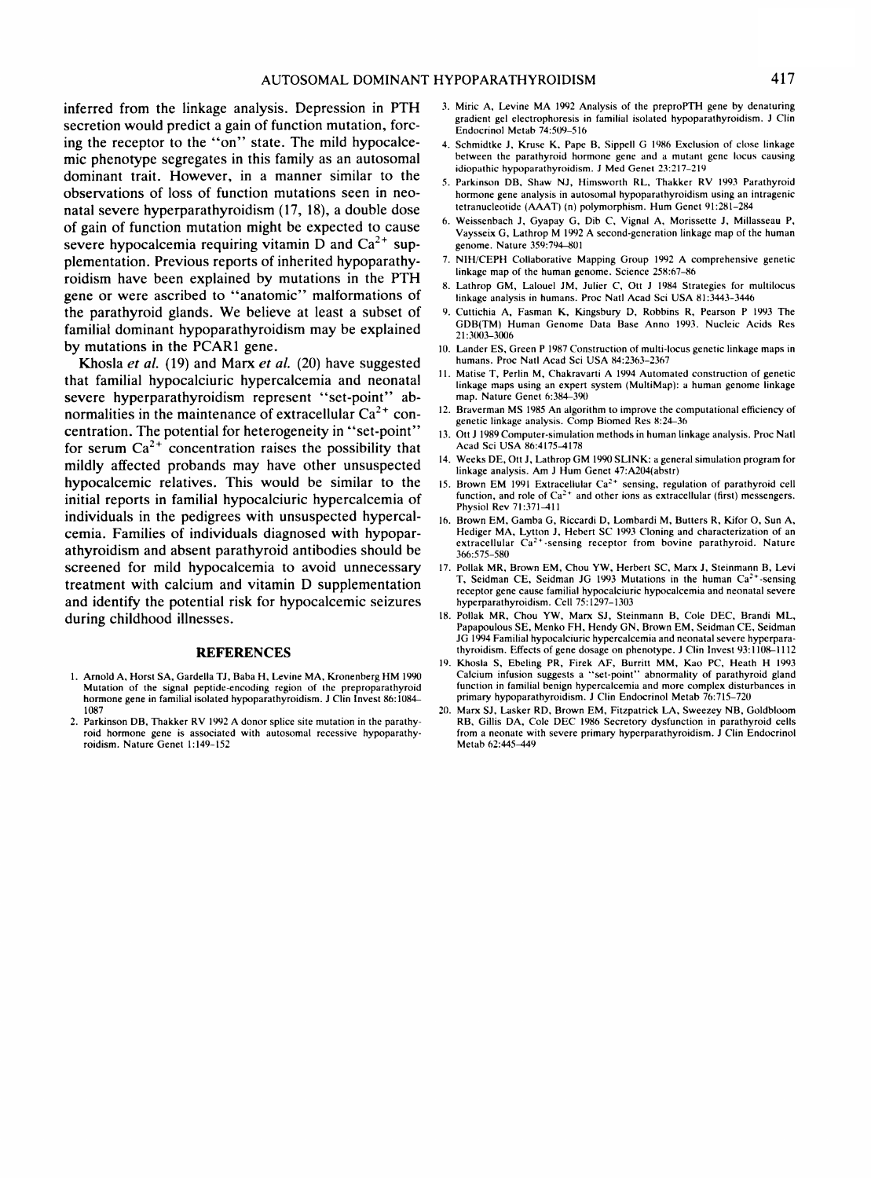inferred from the linkage analysis. Depression in PTH secretion would predict a gain of function mutation, forcing the receptor to the "on" state. The mild hypocalcemic phenotype segregates in this family as an autosomal dominant trait. However, in a manner similar to the observations of loss of function mutations seen in neonatal severe hyperparathyroidism (17, 18), a double dose of gain of function mutation might be expected to cause severe hypocalcemia requiring vitamin D and $Ca^{2+}$ supplementation. Previous reports of inherited hypoparathyroidism have been explained by mutations in the PTH gene or were ascribed to "anatomic" malformations of the parathyroid glands. We believe at least a subset of familial dominant hypoparathyroidism may be explained by mutations in the PCAR1 gene.

Khosla *et al.* (19) and Marx *et al.* (20) have suggested that familial hypocalciuric hypercalcemia and neonatal severe hyperparathyroidism represent "set-point" abnormalities in the maintenance of extracellular $Ca^{2+}$ concentration. The potential for heterogeneity in "set-point" for serum $Ca^{2+}$ concentration raises the possibility that mildly affected probands may have other unsuspected hypocalcemic relatives. This would be similar to the initial reports in familial hypocalciuric hypercalcemia of individuals in the pedigrees with unsuspected hypercalcemia. Families of individuals diagnosed with hypoparathyroidism and absent parathyroid antibodies should be screened for mild hypocalcemia to avoid unnecessary treatment with calcium and vitamin D supplementation and identify the potential risk for hypocalcemic seizures during childhood illnesses.

## REFERENCES

1. Arnold A, Horst SA, Gardella TJ, Baba H, Levine MA, Kronenberg HM 1990 Mutation of the signal peptide-encoding region of the preproparathyroid hormone gene in familial isolated hypoparathyroidism. J Clin Invest 86:1084–1087
2. Parkinson DB, Thakker RV 1992 A donor splice site mutation in the parathyroid hormone gene is associated with autosomal recessive hypoparathyroidism. Nature Genet 1:149–152
3. Miric A, Levine MA 1992 Analysis of the preproPTH gene by denaturing gradient gel electrophoresis in familial isolated hypoparathyroidism. J Clin Endocrinol Metab 74:509–516
4. Schmidtke J, Kruse K, Pape B, Sippell G 1986 Exclusion of close linkage between the parathyroid hormone gene and a mutant gene locus causing idiopathic hypoparathyroidism. J Med Genet 23:217–219
5. Parkinson DB, Shaw NJ, Himsworth RL, Thakker RV 1993 Parathyroid hormone gene analysis in autosomal hypoparathyroidism using an intragenic tetranucleotide (AAAT) (n) polymorphism. Hum Genet 91:281–284
6. Weissenbach J, Gyapay G, Dib C, Vignal A, Morissette J, Millasseau P, Vaysseix G, Lathrop M 1992 A second-generation linkage map of the human genome. Nature 359:794–801
7. NIH/CEPH Collaborative Mapping Group 1992 A comprehensive genetic linkage map of the human genome. Science 258:67–86
8. Lathrop GM, Lalouel JM, Julier C, Ott J 1984 Strategies for multilocus linkage analysis in humans. Proc Natl Acad Sci USA 81:3443–3446
9. Cuttichia A, Fasman K, Kingsbury D, Robbins R, Pearson P 1993 The GDB(TM) Human Genome Data Base Anno 1993. Nucleic Acids Res 21:3003–3006
10. Lander ES, Green P 1987 Construction of multi-locus genetic linkage maps in humans. Proc Natl Acad Sci USA 84:2363–2367
11. Matise T, Perlin M, Chakravarti A 1994 Automated construction of genetic linkage maps using an expert system (MultiMap): a human genome linkage map. Nature Genet 6:384–390
12. Braverman MS 1985 An algorithm to improve the computational efficiency of genetic linkage analysis. Comp Biomed Res 8:24–36
13. Ott J 1989 Computer-simulation methods in human linkage analysis. Proc Natl Acad Sci USA 86:4175–4178
14. Weeks DE, Ott J, Lathrop GM 1990 SLINK: a general simulation program for linkage analysis. Am J Hum Genet 47:A204(abstr)
15. Brown EM 1991 Extracellular $Ca^{2+}$ sensing, regulation of parathyroid cell function, and role of $Ca^{2+}$ and other ions as extracellular (first) messengers. Physiol Rev 71:371–411
16. Brown EM, Gamba G, Riccardi D, Lombardi M, Butters R, Kifor O, Sun A, Hediger MA, Lytton J, Hebert SC 1993 Cloning and characterization of an extracellular $Ca^{2+}$-sensing receptor from bovine parathyroid. Nature 366:575–580
17. Pollak MR, Brown EM, Chou YW, Herbert SC, Marx J, Steinmann B, Levi T, Seidman CE, Seidman JG 1993 Mutations in the human $Ca^{2+}$-sensing receptor gene cause familial hypocalciuric hypocalcemia and neonatal severe hyperparathyroidism. Cell 75:1297–1303
18. Pollak MR, Chou YW, Marx SJ, Steinmann B, Cole DEC, Brandi ML, Papapoulous SE, Menko FH, Hendy GN, Brown EM, Seidman CE, Seidman JG 1994 Familial hypocalciuric hypercalcemia and neonatal severe hyperparathyroidism. Effects of gene dosage on phenotype. J Clin Invest 93:1108–1112
19. Khosla S, Ebeling PR, Firek AF, Burritt MM, Kao PC, Heath H 1993 Calcium infusion suggests a "set-point" abnormality of parathyroid gland function in familial benign hypercalcemia and more complex disturbances in primary hypoparathyroidism. J Clin Endocrinol Metab 76:715–720
20. Marx SJ, Lasker RD, Brown EM, Fitzpatrick LA, Sweezey NB, Goldbloom RB, Gillis DA, Cole DEC 1986 Secretory dysfunction in parathyroid cells from a neonate with severe primary hyperparathyroidism. J Clin Endocrinol Metab 62:445–449